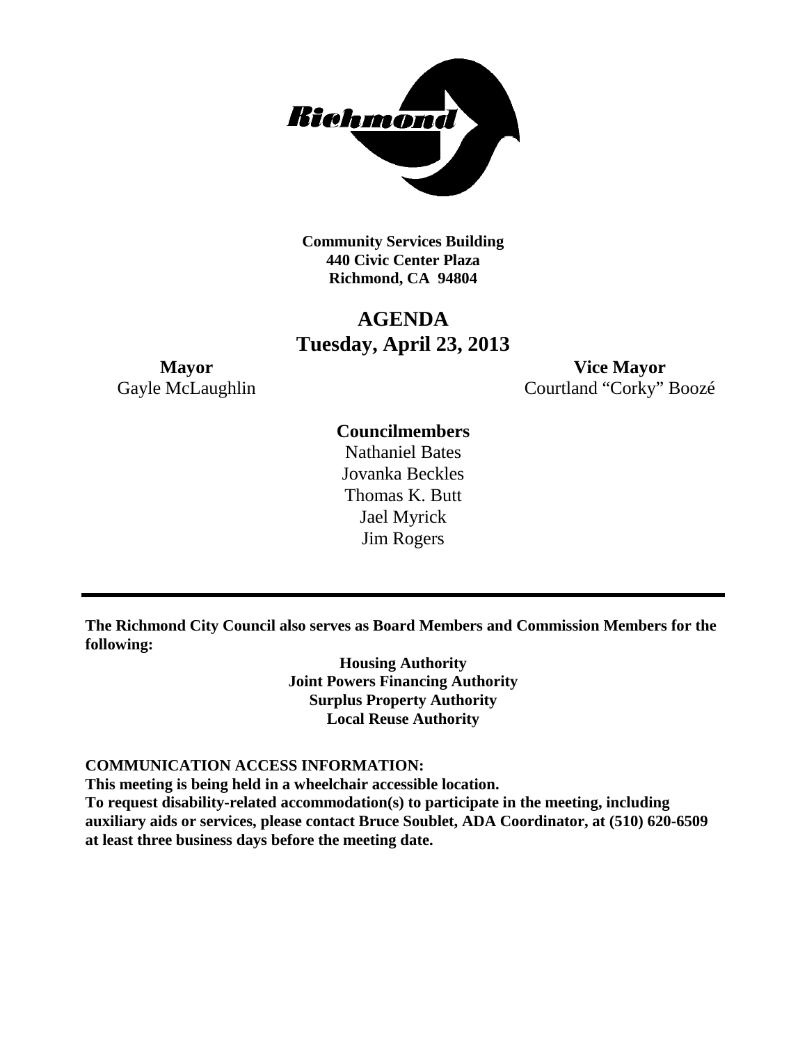Richmond

**Community Services Building**
**440 Civic Center Plaza**
**Richmond, CA 94804**

# AGENDA
# Tuesday, April 23, 2013

**Mayor**
Gayle McLaughlin

**Vice Mayor**
Courtland "Corky" Boozé

**Councilmembers**
Nathaniel Bates
Jovanka Beckles
Thomas K. Butt
Jael Myrick
Jim Rogers

---

**The Richmond City Council also serves as Board Members and Commission Members for the following:**

**Housing Authority**
**Joint Powers Financing Authority**
**Surplus Property Authority**
**Local Reuse Authority**

**COMMUNICATION ACCESS INFORMATION:**
**This meeting is being held in a wheelchair accessible location.**
**To request disability-related accommodation(s) to participate in the meeting, including auxiliary aids or services, please contact Bruce Soublet, ADA Coordinator, at (510) 620-6509 at least three business days before the meeting date.**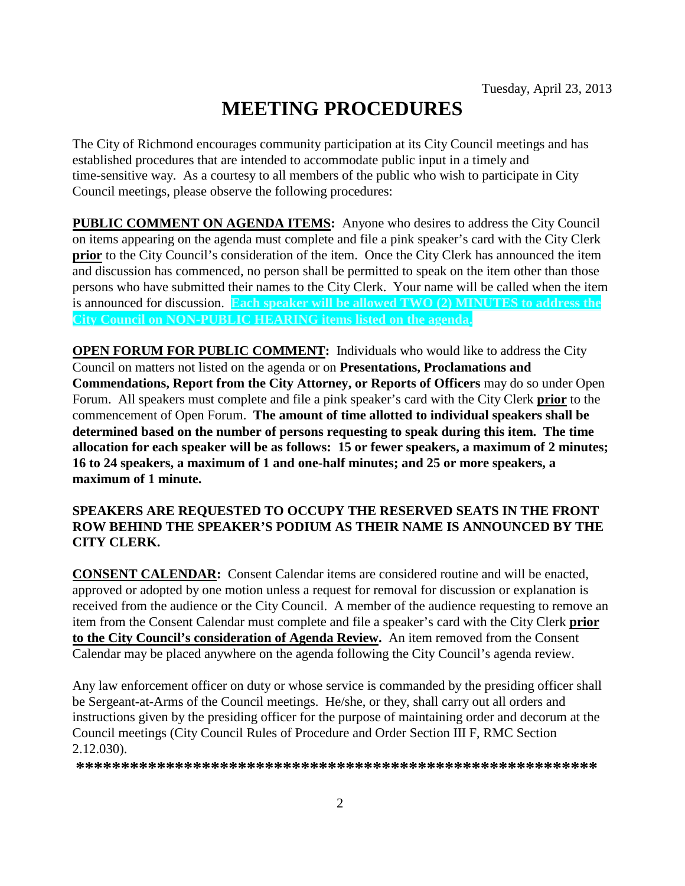Tuesday, April 23, 2013

# MEETING PROCEDURES

The City of Richmond encourages community participation at its City Council meetings and has established procedures that are intended to accommodate public input in a timely and time-sensitive way. As a courtesy to all members of the public who wish to participate in City Council meetings, please observe the following procedures:

**PUBLIC COMMENT ON AGENDA ITEMS:** Anyone who desires to address the City Council on items appearing on the agenda must complete and file a pink speaker's card with the City Clerk **prior** to the City Council's consideration of the item. Once the City Clerk has announced the item and discussion has commenced, no person shall be permitted to speak on the item other than those persons who have submitted their names to the City Clerk. Your name will be called when the item is announced for discussion. **Each speaker will be allowed TWO (2) MINUTES to address the City Council on NON-PUBLIC HEARING items listed on the agenda.**

**OPEN FORUM FOR PUBLIC COMMENT:** Individuals who would like to address the City Council on matters not listed on the agenda or on **Presentations, Proclamations and Commendations, Report from the City Attorney, or Reports of Officers** may do so under Open Forum. All speakers must complete and file a pink speaker's card with the City Clerk **prior** to the commencement of Open Forum. **The amount of time allotted to individual speakers shall be determined based on the number of persons requesting to speak during this item. The time allocation for each speaker will be as follows: 15 or fewer speakers, a maximum of 2 minutes; 16 to 24 speakers, a maximum of 1 and one-half minutes; and 25 or more speakers, a maximum of 1 minute.**

**SPEAKERS ARE REQUESTED TO OCCUPY THE RESERVED SEATS IN THE FRONT ROW BEHIND THE SPEAKER'S PODIUM AS THEIR NAME IS ANNOUNCED BY THE CITY CLERK.**

**CONSENT CALENDAR:** Consent Calendar items are considered routine and will be enacted, approved or adopted by one motion unless a request for removal for discussion or explanation is received from the audience or the City Council. A member of the audience requesting to remove an item from the Consent Calendar must complete and file a speaker's card with the City Clerk **prior to the City Council's consideration of Agenda Review.** An item removed from the Consent Calendar may be placed anywhere on the agenda following the City Council's agenda review.

Any law enforcement officer on duty or whose service is commanded by the presiding officer shall be Sergeant-at-Arms of the Council meetings. He/she, or they, shall carry out all orders and instructions given by the presiding officer for the purpose of maintaining order and decorum at the Council meetings (City Council Rules of Procedure and Order Section III F, RMC Section 2.12.030).

**************************************************************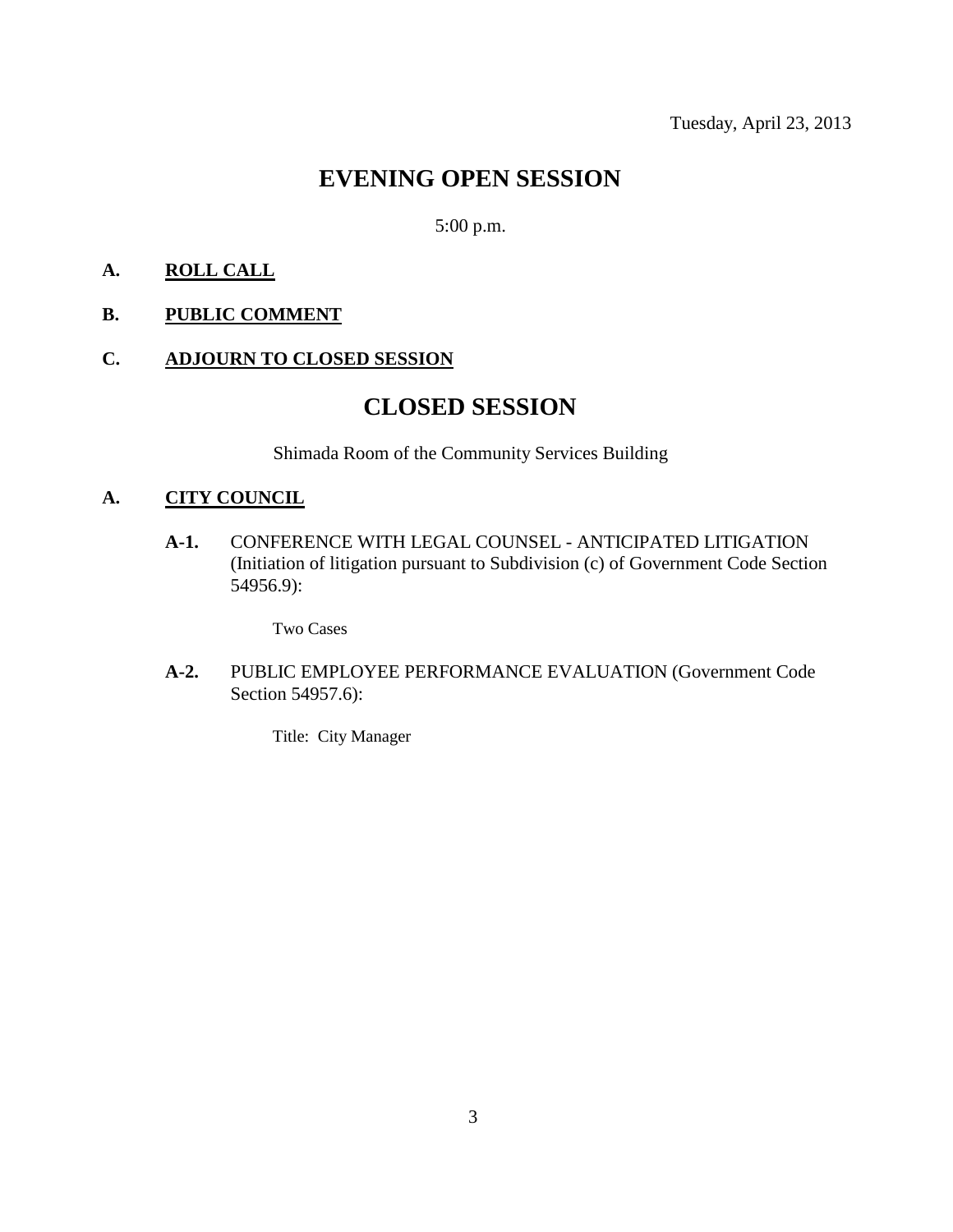Tuesday, April 23, 2013

# EVENING OPEN SESSION

5:00 p.m.

**A. ROLL CALL**

**B. PUBLIC COMMENT**

**C. ADJOURN TO CLOSED SESSION**

# CLOSED SESSION

Shimada Room of the Community Services Building

**A. CITY COUNCIL**

**A-1.** CONFERENCE WITH LEGAL COUNSEL - ANTICIPATED LITIGATION (Initiation of litigation pursuant to Subdivision (c) of Government Code Section 54956.9):

Two Cases

**A-2.** PUBLIC EMPLOYEE PERFORMANCE EVALUATION (Government Code Section 54957.6):

Title: City Manager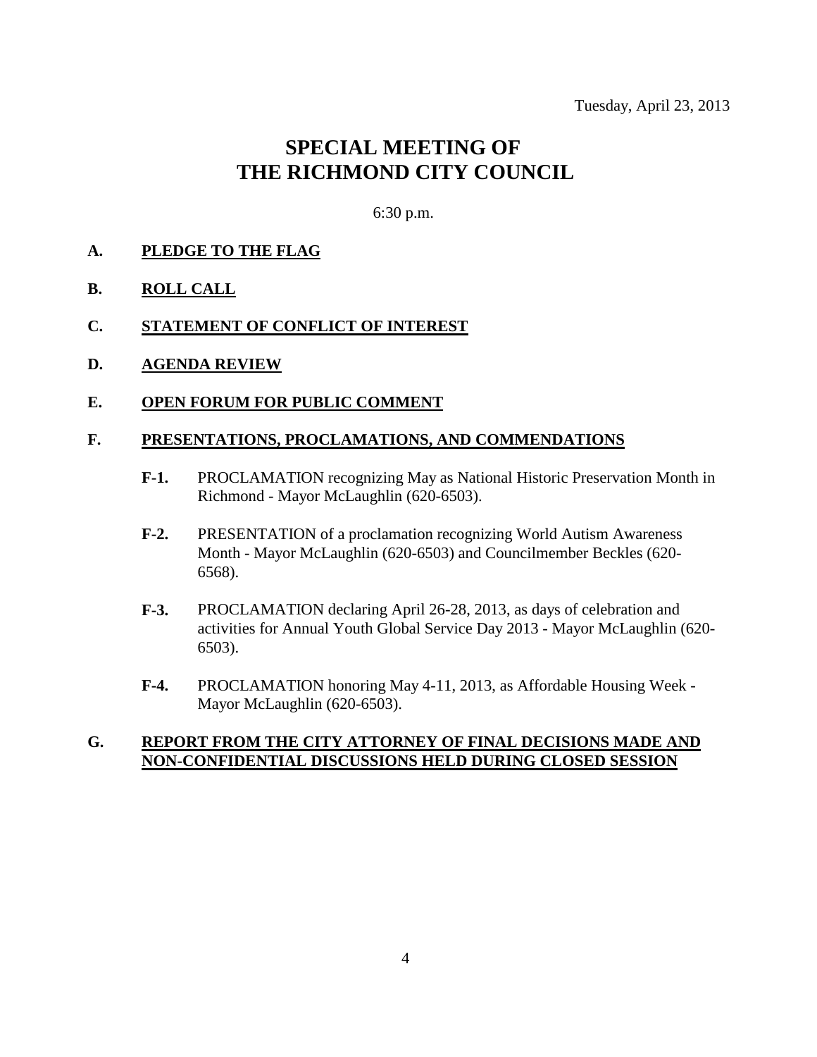Tuesday, April 23, 2013

# SPECIAL MEETING OF THE RICHMOND CITY COUNCIL

6:30 p.m.

**A. PLEDGE TO THE FLAG**

**B. ROLL CALL**

**C. STATEMENT OF CONFLICT OF INTEREST**

**D. AGENDA REVIEW**

**E. OPEN FORUM FOR PUBLIC COMMENT**

**F. PRESENTATIONS, PROCLAMATIONS, AND COMMENDATIONS**

- **F-1.** PROCLAMATION recognizing May as National Historic Preservation Month in Richmond - Mayor McLaughlin (620-6503).

- **F-2.** PRESENTATION of a proclamation recognizing World Autism Awareness Month - Mayor McLaughlin (620-6503) and Councilmember Beckles (620-6568).

- **F-3.** PROCLAMATION declaring April 26-28, 2013, as days of celebration and activities for Annual Youth Global Service Day 2013 - Mayor McLaughlin (620-6503).

- **F-4.** PROCLAMATION honoring May 4-11, 2013, as Affordable Housing Week - Mayor McLaughlin (620-6503).

**G. REPORT FROM THE CITY ATTORNEY OF FINAL DECISIONS MADE AND NON-CONFIDENTIAL DISCUSSIONS HELD DURING CLOSED SESSION**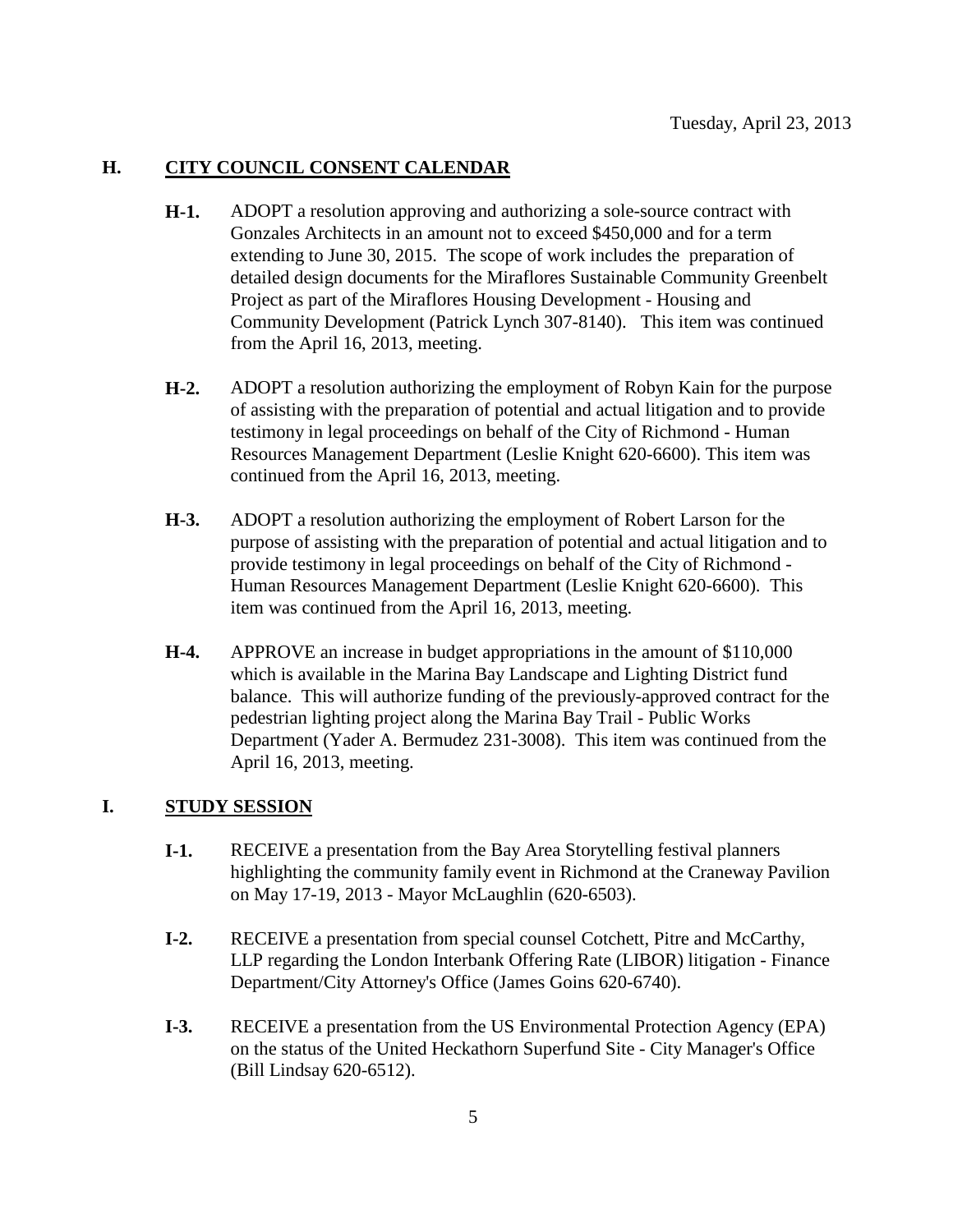Tuesday, April 23, 2013

## H. CITY COUNCIL CONSENT CALENDAR

**H-1.** ADOPT a resolution approving and authorizing a sole-source contract with Gonzales Architects in an amount not to exceed $450,000 and for a term extending to June 30, 2015. The scope of work includes the preparation of detailed design documents for the Miraflores Sustainable Community Greenbelt Project as part of the Miraflores Housing Development - Housing and Community Development (Patrick Lynch 307-8140). This item was continued from the April 16, 2013, meeting.

**H-2.** ADOPT a resolution authorizing the employment of Robyn Kain for the purpose of assisting with the preparation of potential and actual litigation and to provide testimony in legal proceedings on behalf of the City of Richmond - Human Resources Management Department (Leslie Knight 620-6600). This item was continued from the April 16, 2013, meeting.

**H-3.** ADOPT a resolution authorizing the employment of Robert Larson for the purpose of assisting with the preparation of potential and actual litigation and to provide testimony in legal proceedings on behalf of the City of Richmond - Human Resources Management Department (Leslie Knight 620-6600). This item was continued from the April 16, 2013, meeting.

**H-4.** APPROVE an increase in budget appropriations in the amount of $110,000 which is available in the Marina Bay Landscape and Lighting District fund balance. This will authorize funding of the previously-approved contract for the pedestrian lighting project along the Marina Bay Trail - Public Works Department (Yader A. Bermudez 231-3008). This item was continued from the April 16, 2013, meeting.

## I. STUDY SESSION

**I-1.** RECEIVE a presentation from the Bay Area Storytelling festival planners highlighting the community family event in Richmond at the Craneway Pavilion on May 17-19, 2013 - Mayor McLaughlin (620-6503).

**I-2.** RECEIVE a presentation from special counsel Cotchett, Pitre and McCarthy, LLP regarding the London Interbank Offering Rate (LIBOR) litigation - Finance Department/City Attorney's Office (James Goins 620-6740).

**I-3.** RECEIVE a presentation from the US Environmental Protection Agency (EPA) on the status of the United Heckathorn Superfund Site - City Manager's Office (Bill Lindsay 620-6512).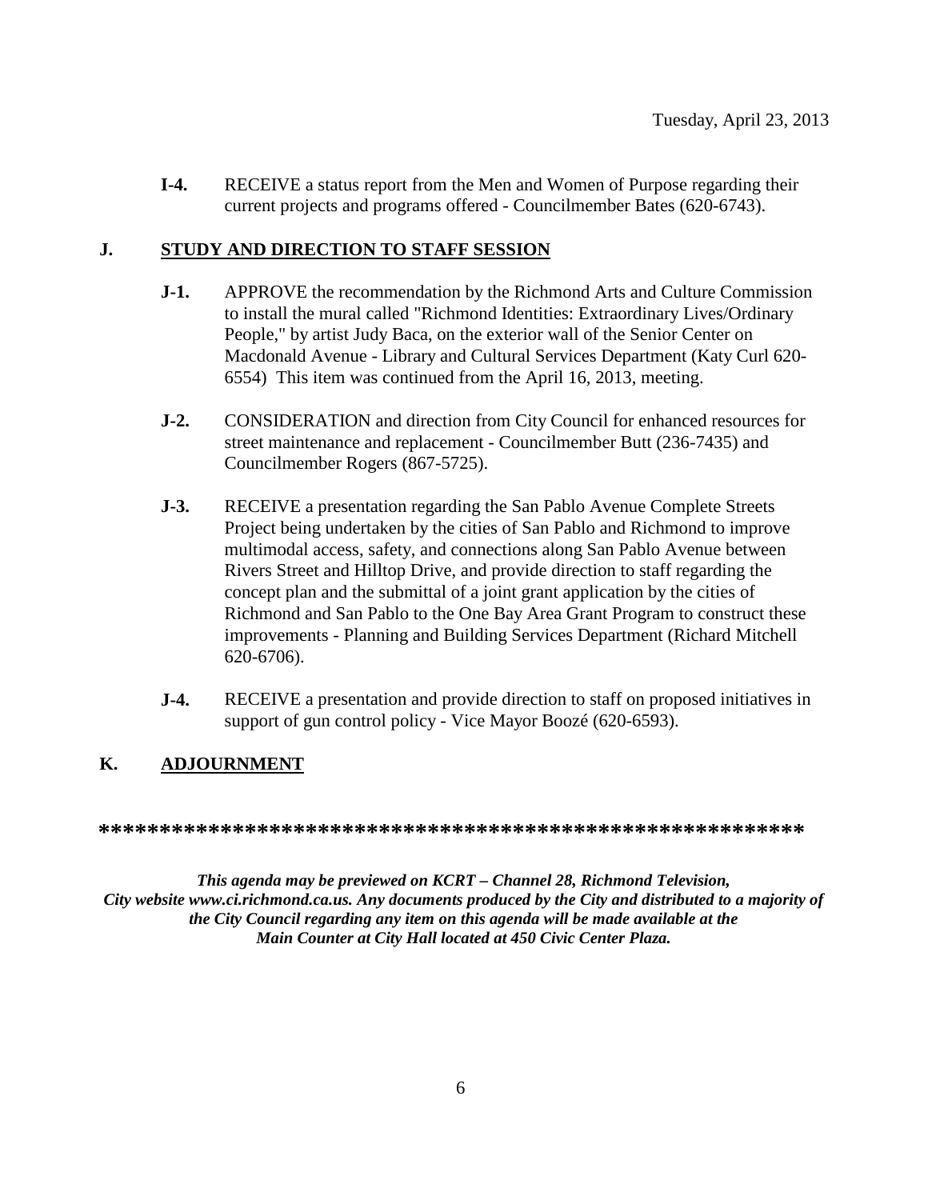Tuesday, April 23, 2013

**I-4.** RECEIVE a status report from the Men and Women of Purpose regarding their current projects and programs offered - Councilmember Bates (620-6743).

## J. STUDY AND DIRECTION TO STAFF SESSION

**J-1.** APPROVE the recommendation by the Richmond Arts and Culture Commission to install the mural called "Richmond Identities: Extraordinary Lives/Ordinary People," by artist Judy Baca, on the exterior wall of the Senior Center on Macdonald Avenue - Library and Cultural Services Department (Katy Curl 620-6554) This item was continued from the April 16, 2013, meeting.

**J-2.** CONSIDERATION and direction from City Council for enhanced resources for street maintenance and replacement - Councilmember Butt (236-7435) and Councilmember Rogers (867-5725).

**J-3.** RECEIVE a presentation regarding the San Pablo Avenue Complete Streets Project being undertaken by the cities of San Pablo and Richmond to improve multimodal access, safety, and connections along San Pablo Avenue between Rivers Street and Hilltop Drive, and provide direction to staff regarding the concept plan and the submittal of a joint grant application by the cities of Richmond and San Pablo to the One Bay Area Grant Program to construct these improvements - Planning and Building Services Department (Richard Mitchell 620-6706).

**J-4.** RECEIVE a presentation and provide direction to staff on proposed initiatives in support of gun control policy - Vice Mayor Boozé (620-6593).

## K. ADJOURNMENT

**************************************************************

***This agenda may be previewed on KCRT – Channel 28, Richmond Television, City website www.ci.richmond.ca.us. Any documents produced by the City and distributed to a majority of the City Council regarding any item on this agenda will be made available at the Main Counter at City Hall located at 450 Civic Center Plaza.***